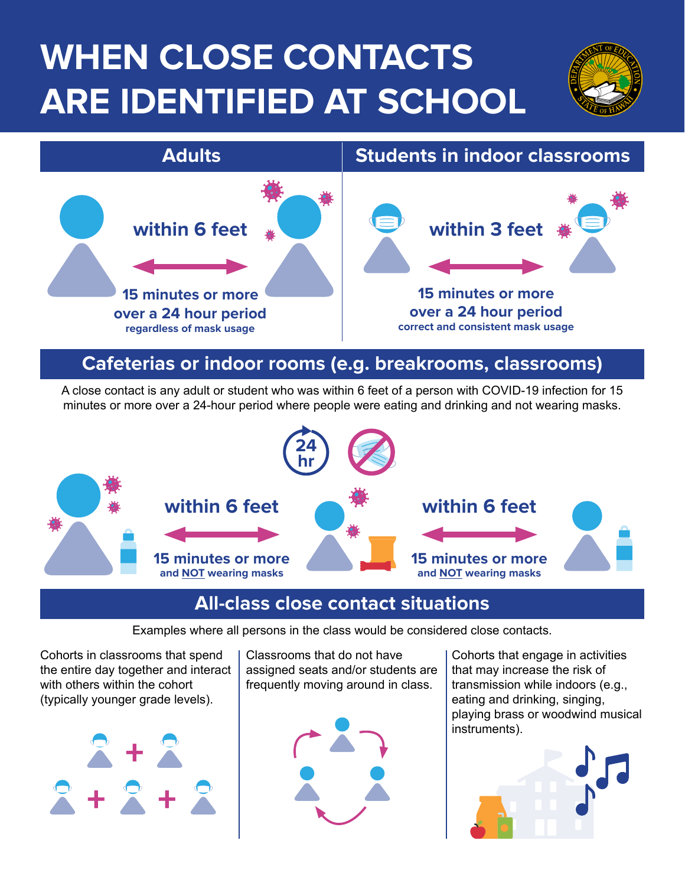# WHEN CLOSE CONTACTS ARE IDENTIFIED AT SCHOOL

## Adults

**within 6 feet**

**15 minutes or more over a 24 hour period**
regardless of mask usage

## Students in indoor classrooms

**within 3 feet**

**15 minutes or more over a 24 hour period**
correct and consistent mask usage

## Cafeterias or indoor rooms (e.g. breakrooms, classrooms)

A close contact is any adult or student who was within 6 feet of a person with COVID-19 infection for 15 minutes or more over a 24-hour period where people were eating and drinking and not wearing masks.

24 hr

**within 6 feet**

**15 minutes or more** and NOT wearing masks

**within 6 feet**

**15 minutes or more** and NOT wearing masks

## All-class close contact situations

Examples where all persons in the class would be considered close contacts.

Cohorts in classrooms that spend the entire day together and interact with others within the cohort (typically younger grade levels).

Classrooms that do not have assigned seats and/or students are frequently moving around in class.

Cohorts that engage in activities that may increase the risk of transmission while indoors (e.g., eating and drinking, singing, playing brass or woodwind musical instruments).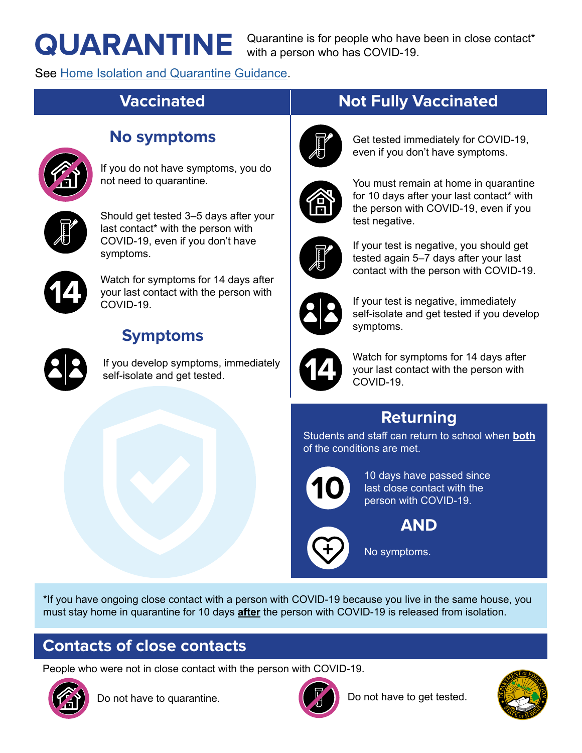# QUARANTINE

Quarantine is for people who have been in close contact* with a person who has COVID-19.

See Home Isolation and Quarantine Guidance.

## Vaccinated

### No symptoms

If you do not have symptoms, you do not need to quarantine.

Should get tested 3–5 days after your last contact* with the person with COVID-19, even if you don't have symptoms.

Watch for symptoms for 14 days after your last contact with the person with COVID-19.

### Symptoms

If you develop symptoms, immediately self-isolate and get tested.

## Not Fully Vaccinated

Get tested immediately for COVID-19, even if you don't have symptoms.

You must remain at home in quarantine for 10 days after your last contact* with the person with COVID-19, even if you test negative.

If your test is negative, you should get tested again 5–7 days after your last contact with the person with COVID-19.

If your test is negative, immediately self-isolate and get tested if you develop symptoms.

Watch for symptoms for 14 days after your last contact with the person with COVID-19.

### Returning

Students and staff can return to school when **both** of the conditions are met.

10 days have passed since last close contact with the person with COVID-19.

**AND**

No symptoms.

*If you have ongoing close contact with a person with COVID-19 because you live in the same house, you must stay home in quarantine for 10 days **after** the person with COVID-19 is released from isolation.

## Contacts of close contacts

People who were not in close contact with the person with COVID-19.

Do not have to quarantine.

Do not have to get tested.